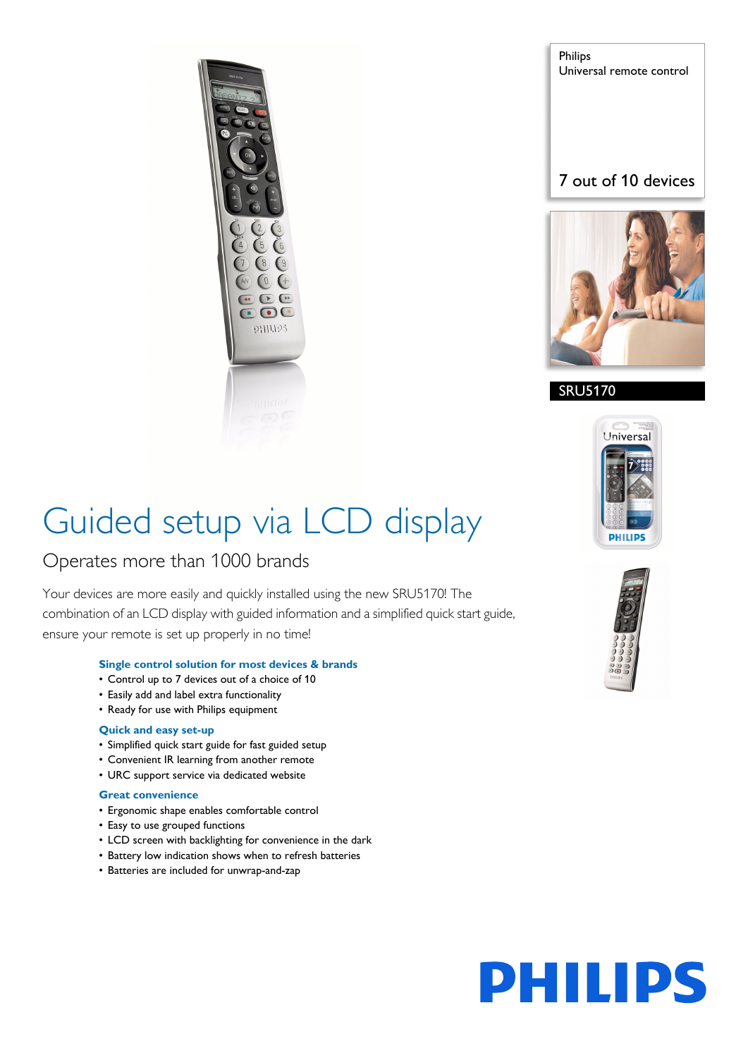Philips
Universal remote control

7 out of 10 devices

SRU5170

# Guided setup via LCD display

## Operates more than 1000 brands

Your devices are more easily and quickly installed using the new SRU5170! The combination of an LCD display with guided information and a simplified quick start guide, ensure your remote is set up properly in no time!

### Single control solution for most devices & brands

- Control up to 7 devices out of a choice of 10
- Easily add and label extra functionality
- Ready for use with Philips equipment

### Quick and easy set-up

- Simplified quick start guide for fast guided setup
- Convenient IR learning from another remote
- URC support service via dedicated website

### Great convenience

- Ergonomic shape enables comfortable control
- Easy to use grouped functions
- LCD screen with backlighting for convenience in the dark
- Battery low indication shows when to refresh batteries
- Batteries are included for unwrap-and-zap

PHILIPS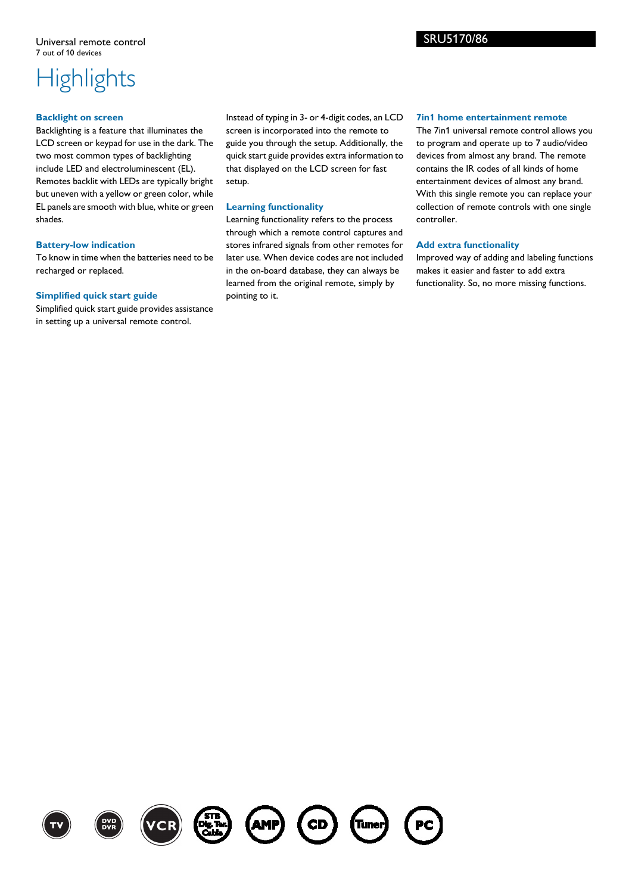Universal remote control
7 out of 10 devices

# Highlights

### Backlight on screen

Backlighting is a feature that illuminates the LCD screen or keypad for use in the dark. The two most common types of backlighting include LED and electroluminescent (EL). Remotes backlit with LEDs are typically bright but uneven with a yellow or green color, while EL panels are smooth with blue, white or green shades.

### Battery-low indication

To know in time when the batteries need to be recharged or replaced.

### Simplified quick start guide

Simplified quick start guide provides assistance in setting up a universal remote control.

Instead of typing in 3- or 4-digit codes, an LCD screen is incorporated into the remote to guide you through the setup. Additionally, the quick start guide provides extra information to that displayed on the LCD screen for fast setup.

### Learning functionality

Learning functionality refers to the process through which a remote control captures and stores infrared signals from other remotes for later use. When device codes are not included in the on-board database, they can always be learned from the original remote, simply by pointing to it.

### 7in1 home entertainment remote

The 7in1 universal remote control allows you to program and operate up to 7 audio/video devices from almost any brand. The remote contains the IR codes of all kinds of home entertainment devices of almost any brand. With this single remote you can replace your collection of remote controls with one single controller.

### Add extra functionality

Improved way of adding and labeling functions makes it easier and faster to add extra functionality. So, no more missing functions.

TV DVD DVR VCR STB Dig. Ter. Cable AMP CD Tuner PC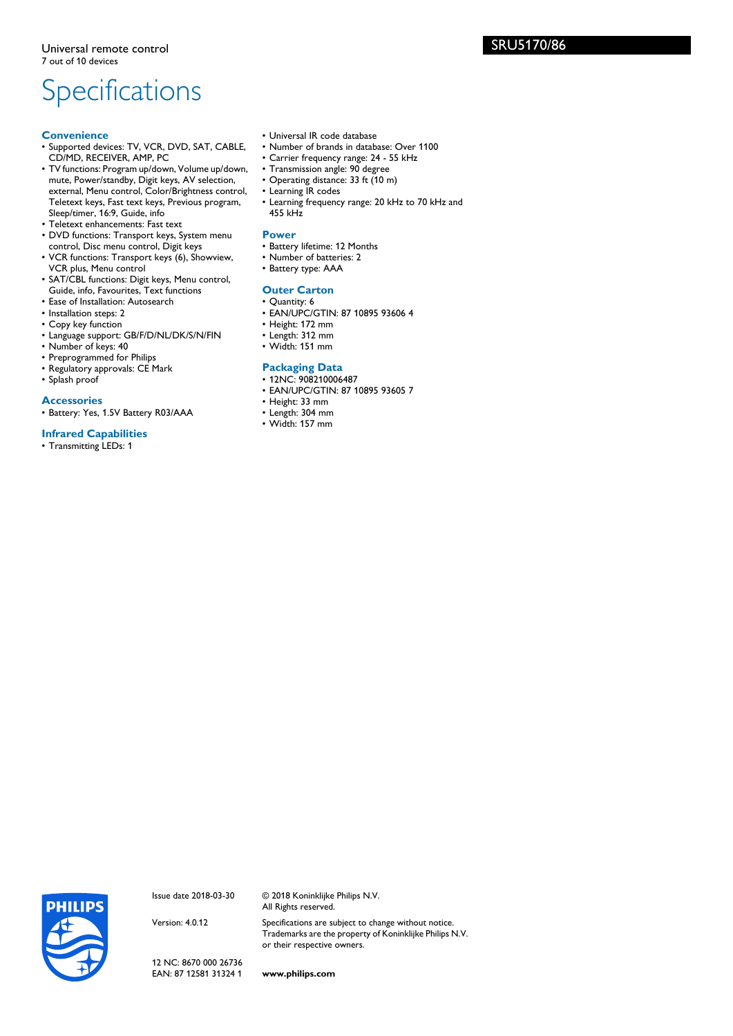Universal remote control
7 out of 10 devices

SRU5170/86

# Specifications

### Convenience

- Supported devices: TV, VCR, DVD, SAT, CABLE, CD/MD, RECEIVER, AMP, PC
- TV functions: Program up/down, Volume up/down, mute, Power/standby, Digit keys, AV selection, external, Menu control, Color/Brightness control, Teletext keys, Fast text keys, Previous program, Sleep/timer, 16:9, Guide, info
- Teletext enhancements: Fast text
- DVD functions: Transport keys, System menu control, Disc menu control, Digit keys
- VCR functions: Transport keys (6), Showview, VCR plus, Menu control
- SAT/CBL functions: Digit keys, Menu control, Guide, info, Favourites, Text functions
- Ease of Installation: Autosearch
- Installation steps: 2
- Copy key function
- Language support: GB/F/D/NL/DK/S/N/FIN
- Number of keys: 40
- Preprogrammed for Philips
- Regulatory approvals: CE Mark
- Splash proof

### Accessories

- Battery: Yes, 1.5V Battery R03/AAA

### Infrared Capabilities

- Transmitting LEDs: 1
- Universal IR code database
- Number of brands in database: Over 1100
- Carrier frequency range: 24 - 55 kHz
- Transmission angle: 90 degree
- Operating distance: 33 ft (10 m)
- Learning IR codes
- Learning frequency range: 20 kHz to 70 kHz and 455 kHz

### Power

- Battery lifetime: 12 Months
- Number of batteries: 2
- Battery type: AAA

### Outer Carton

- Quantity: 6
- EAN/UPC/GTIN: 87 10895 93606 4
- Height: 172 mm
- Length: 312 mm
- Width: 151 mm

### Packaging Data

- 12NC: 908210006487
- EAN/UPC/GTIN: 87 10895 93605 7
- Height: 33 mm
- Length: 304 mm
- Width: 157 mm

Issue date 2018-03-30

Version: 4.0.12

12 NC: 8670 000 26736
EAN: 87 12581 31324 1

© 2018 Koninklijke Philips N.V.
All Rights reserved.

Specifications are subject to change without notice. Trademarks are the property of Koninklijke Philips N.V. or their respective owners.

**www.philips.com**